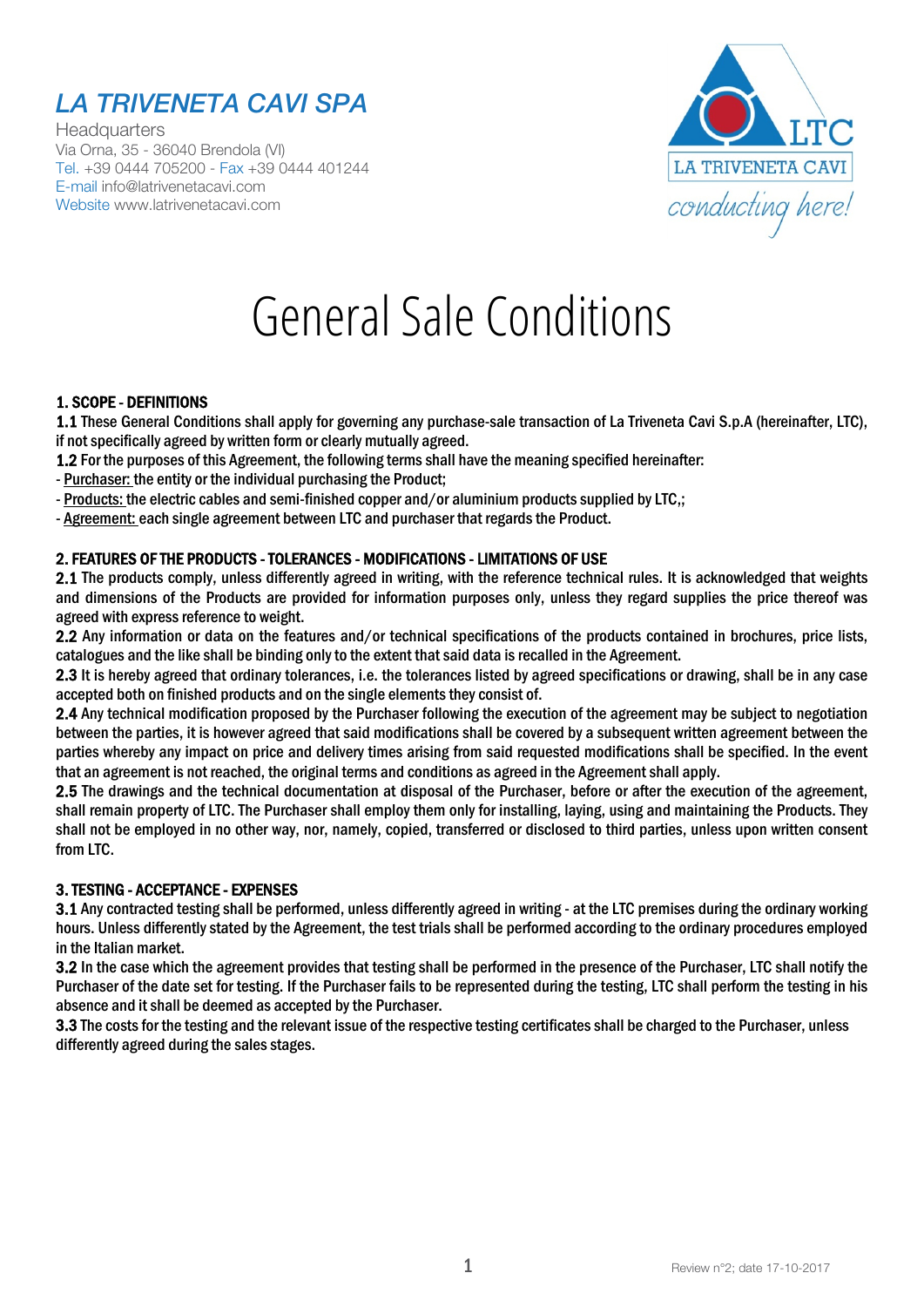## LA TRIVENETA CAVI SPA

Headquarters
Via Orna, 35 - 36040 Brendola (VI)
Tel. +39 0444 705200 - Fax +39 0444 401244
E-mail info@latrivenetacavi.com
Website www.latrivenetacavi.com

LTC
LA TRIVENETA CAVI
*conducting here!*

# General Sale Conditions

### 1. SCOPE - DEFINITIONS

**1.1** These General Conditions shall apply for governing any purchase-sale transaction of La Triveneta Cavi S.p.A (hereinafter, LTC), if not specifically agreed by written form or clearly mutually agreed.

**1.2** For the purposes of this Agreement, the following terms shall have the meaning specified hereinafter:

- Purchaser: the entity or the individual purchasing the Product;
- Products: the electric cables and semi-finished copper and/or aluminium products supplied by LTC,;
- Agreement: each single agreement between LTC and purchaser that regards the Product.

### 2. FEATURES OF THE PRODUCTS - TOLERANCES - MODIFICATIONS - LIMITATIONS OF USE

**2.1** The products comply, unless differently agreed in writing, with the reference technical rules. It is acknowledged that weights and dimensions of the Products are provided for information purposes only, unless they regard supplies the price thereof was agreed with express reference to weight.

**2.2** Any information or data on the features and/or technical specifications of the products contained in brochures, price lists, catalogues and the like shall be binding only to the extent that said data is recalled in the Agreement.

**2.3** It is hereby agreed that ordinary tolerances, i.e. the tolerances listed by agreed specifications or drawing, shall be in any case accepted both on finished products and on the single elements they consist of.

**2.4** Any technical modification proposed by the Purchaser following the execution of the agreement may be subject to negotiation between the parties, it is however agreed that said modifications shall be covered by a subsequent written agreement between the parties whereby any impact on price and delivery times arising from said requested modifications shall be specified. In the event that an agreement is not reached, the original terms and conditions as agreed in the Agreement shall apply.

**2.5** The drawings and the technical documentation at disposal of the Purchaser, before or after the execution of the agreement, shall remain property of LTC. The Purchaser shall employ them only for installing, laying, using and maintaining the Products. They shall not be employed in no other way, nor, namely, copied, transferred or disclosed to third parties, unless upon written consent from LTC.

### 3. TESTING - ACCEPTANCE - EXPENSES

**3.1** Any contracted testing shall be performed, unless differently agreed in writing - at the LTC premises during the ordinary working hours. Unless differently stated by the Agreement, the test trials shall be performed according to the ordinary procedures employed in the Italian market.

**3.2** In the case which the agreement provides that testing shall be performed in the presence of the Purchaser, LTC shall notify the Purchaser of the date set for testing. If the Purchaser fails to be represented during the testing, LTC shall perform the testing in his absence and it shall be deemed as accepted by the Purchaser.

**3.3** The costs for the testing and the relevant issue of the respective testing certificates shall be charged to the Purchaser, unless differently agreed during the sales stages.

Review n°2; date 17-10-2017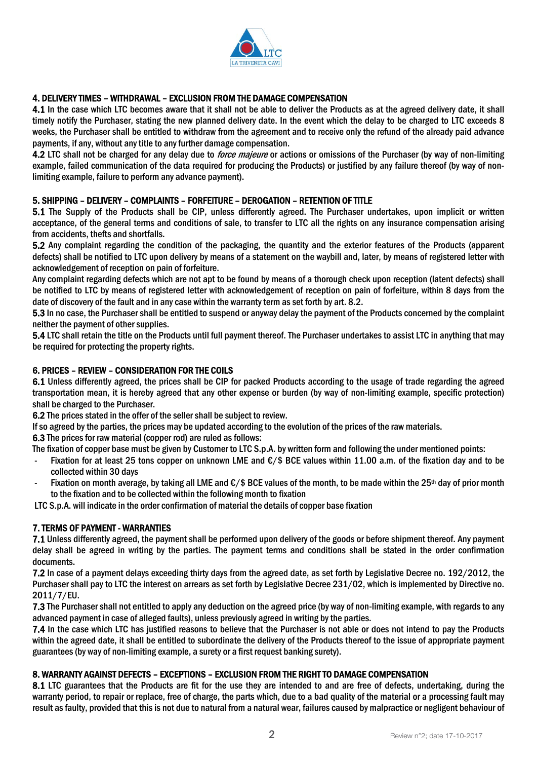## 4. DELIVERY TIMES – WITHDRAWAL – EXCLUSION FROM THE DAMAGE COMPENSATION

**4.1** In the case which LTC becomes aware that it shall not be able to deliver the Products as at the agreed delivery date, it shall timely notify the Purchaser, stating the new planned delivery date. In the event which the delay to be charged to LTC exceeds 8 weeks, the Purchaser shall be entitled to withdraw from the agreement and to receive only the refund of the already paid advance payments, if any, without any title to any further damage compensation.

**4.2** LTC shall not be charged for any delay due to *force majeure* or actions or omissions of the Purchaser (by way of non-limiting example, failed communication of the data required for producing the Products) or justified by any failure thereof (by way of non-limiting example, failure to perform any advance payment).

## 5. SHIPPING – DELIVERY – COMPLAINTS – FORFEITURE – DEROGATION – RETENTION OF TITLE

**5.1** The Supply of the Products shall be CIP, unless differently agreed. The Purchaser undertakes, upon implicit or written acceptance, of the general terms and conditions of sale, to transfer to LTC all the rights on any insurance compensation arising from accidents, thefts and shortfalls.

**5.2** Any complaint regarding the condition of the packaging, the quantity and the exterior features of the Products (apparent defects) shall be notified to LTC upon delivery by means of a statement on the waybill and, later, by means of registered letter with acknowledgement of reception on pain of forfeiture.

Any complaint regarding defects which are not apt to be found by means of a thorough check upon reception (latent defects) shall be notified to LTC by means of registered letter with acknowledgement of reception on pain of forfeiture, within 8 days from the date of discovery of the fault and in any case within the warranty term as set forth by art. 8.2.

**5.3** In no case, the Purchaser shall be entitled to suspend or anyway delay the payment of the Products concerned by the complaint neither the payment of other supplies.

**5.4** LTC shall retain the title on the Products until full payment thereof. The Purchaser undertakes to assist LTC in anything that may be required for protecting the property rights.

## 6. PRICES – REVIEW – CONSIDERATION FOR THE COILS

**6.1** Unless differently agreed, the prices shall be CIP for packed Products according to the usage of trade regarding the agreed transportation mean, it is hereby agreed that any other expense or burden (by way of non-limiting example, specific protection) shall be charged to the Purchaser.

**6.2** The prices stated in the offer of the seller shall be subject to review.

If so agreed by the parties, the prices may be updated according to the evolution of the prices of the raw materials.

**6.3** The prices for raw material (copper rod) are ruled as follows:

The fixation of copper base must be given by Customer to LTC S.p.A. by written form and following the under mentioned points:

- Fixation for at least 25 tons copper on unknown LME and €/$ BCE values within 11.00 a.m. of the fixation day and to be collected within 30 days
- Fixation on month average, by taking all LME and €/$ BCE values of the month, to be made within the 25th day of prior month to the fixation and to be collected within the following month to fixation

LTC S.p.A. will indicate in the order confirmation of material the details of copper base fixation

## 7. TERMS OF PAYMENT - WARRANTIES

**7.1** Unless differently agreed, the payment shall be performed upon delivery of the goods or before shipment thereof. Any payment delay shall be agreed in writing by the parties. The payment terms and conditions shall be stated in the order confirmation documents.

**7.2** In case of a payment delays exceeding thirty days from the agreed date, as set forth by Legislative Decree no. 192/2012, the Purchaser shall pay to LTC the interest on arrears as set forth by Legislative Decree 231/02, which is implemented by Directive no. 2011/7/EU.

**7.3** The Purchaser shall not entitled to apply any deduction on the agreed price (by way of non-limiting example, with regards to any advanced payment in case of alleged faults), unless previously agreed in writing by the parties.

**7.4** In the case which LTC has justified reasons to believe that the Purchaser is not able or does not intend to pay the Products within the agreed date, it shall be entitled to subordinate the delivery of the Products thereof to the issue of appropriate payment guarantees (by way of non-limiting example, a surety or a first request banking surety).

## 8. WARRANTY AGAINST DEFECTS – EXCEPTIONS – EXCLUSION FROM THE RIGHT TO DAMAGE COMPENSATION

**8.1** LTC guarantees that the Products are fit for the use they are intended to and are free of defects, undertaking, during the warranty period, to repair or replace, free of charge, the parts which, due to a bad quality of the material or a processing fault may result as faulty, provided that this is not due to natural from a natural wear, failures caused by malpractice or negligent behaviour of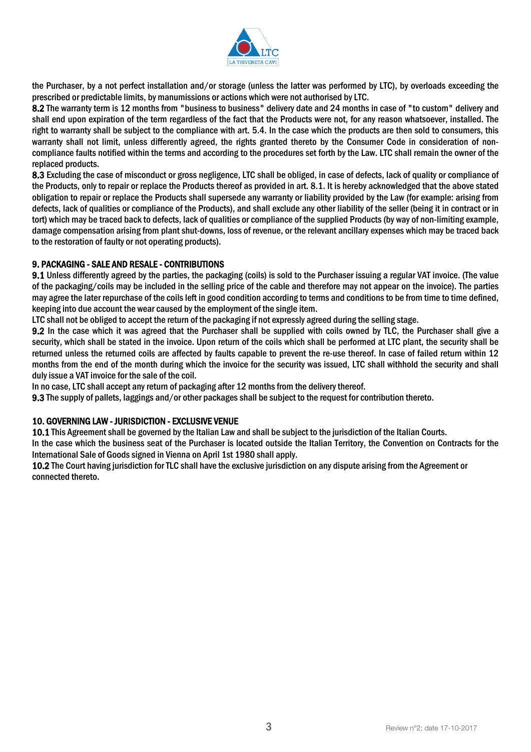the Purchaser, by a not perfect installation and/or storage (unless the latter was performed by LTC), by overloads exceeding the prescribed or predictable limits, by manumissions or actions which were not authorised by LTC.

**8.2** The warranty term is 12 months from "business to business" delivery date and 24 months in case of "to custom" delivery and shall end upon expiration of the term regardless of the fact that the Products were not, for any reason whatsoever, installed. The right to warranty shall be subject to the compliance with art. 5.4. In the case which the products are then sold to consumers, this warranty shall not limit, unless differently agreed, the rights granted thereto by the Consumer Code in consideration of non-compliance faults notified within the terms and according to the procedures set forth by the Law. LTC shall remain the owner of the replaced products.

**8.3** Excluding the case of misconduct or gross negligence, LTC shall be obliged, in case of defects, lack of quality or compliance of the Products, only to repair or replace the Products thereof as provided in art. 8.1. It is hereby acknowledged that the above stated obligation to repair or replace the Products shall supersede any warranty or liability provided by the Law (for example: arising from defects, lack of qualities or compliance of the Products), and shall exclude any other liability of the seller (being it in contract or in tort) which may be traced back to defects, lack of qualities or compliance of the supplied Products (by way of non-limiting example, damage compensation arising from plant shut-downs, loss of revenue, or the relevant ancillary expenses which may be traced back to the restoration of faulty or not operating products).

## 9. PACKAGING - SALE AND RESALE - CONTRIBUTIONS

**9.1** Unless differently agreed by the parties, the packaging (coils) is sold to the Purchaser issuing a regular VAT invoice. (The value of the packaging/coils may be included in the selling price of the cable and therefore may not appear on the invoice). The parties may agree the later repurchase of the coils left in good condition according to terms and conditions to be from time to time defined, keeping into due account the wear caused by the employment of the single item.

LTC shall not be obliged to accept the return of the packaging if not expressly agreed during the selling stage.

**9.2** In the case which it was agreed that the Purchaser shall be supplied with coils owned by TLC, the Purchaser shall give a security, which shall be stated in the invoice. Upon return of the coils which shall be performed at LTC plant, the security shall be returned unless the returned coils are affected by faults capable to prevent the re-use thereof. In case of failed return within 12 months from the end of the month during which the invoice for the security was issued, LTC shall withhold the security and shall duly issue a VAT invoice for the sale of the coil.

In no case, LTC shall accept any return of packaging after 12 months from the delivery thereof.

**9.3** The supply of pallets, laggings and/or other packages shall be subject to the request for contribution thereto.

## 10. GOVERNING LAW - JURISDICTION - EXCLUSIVE VENUE

**10.1** This Agreement shall be governed by the Italian Law and shall be subject to the jurisdiction of the Italian Courts.

In the case which the business seat of the Purchaser is located outside the Italian Territory, the Convention on Contracts for the International Sale of Goods signed in Vienna on April 1st 1980 shall apply.

**10.2** The Court having jurisdiction for TLC shall have the exclusive jurisdiction on any dispute arising from the Agreement or connected thereto.

Review n°2; date 17-10-2017